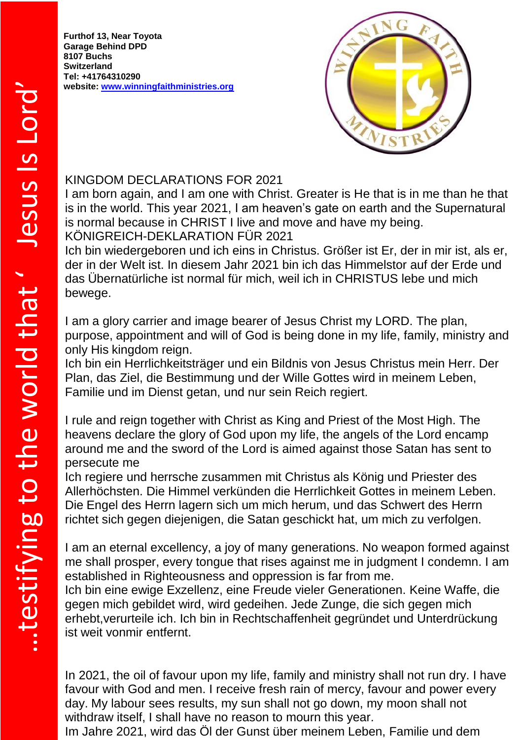**Furthof 13, Near Toyota Garage Behind DPD**
**8107 Buchs**
**Switzerland**
**Tel: +41764310290**
**website: [www.winningfaithministries.org](http://www.winningfaithministries.org)**

…testifying to the world that ' Jesus Is Lord'

KINGDOM DECLARATIONS FOR 2021
I am born again, and I am one with Christ. Greater is He that is in me than he that is in the world. This year 2021, I am heaven's gate on earth and the Supernatural is normal because in CHRIST I live and move and have my being.
KÖNIGREICH-DEKLARATION FÜR 2021
Ich bin wiedergeboren und ich eins in Christus. Größer ist Er, der in mir ist, als er, der in der Welt ist. In diesem Jahr 2021 bin ich das Himmelstor auf der Erde und das Übernatürliche ist normal für mich, weil ich in CHRISTUS lebe und mich bewege.

I am a glory carrier and image bearer of Jesus Christ my LORD. The plan, purpose, appointment and will of God is being done in my life, family, ministry and only His kingdom reign.
Ich bin ein Herrlichkeitsträger und ein Bildnis von Jesus Christus mein Herr. Der Plan, das Ziel, die Bestimmung und der Wille Gottes wird in meinem Leben, Familie und im Dienst getan, und nur sein Reich regiert.

I rule and reign together with Christ as King and Priest of the Most High. The heavens declare the glory of God upon my life, the angels of the Lord encamp around me and the sword of the Lord is aimed against those Satan has sent to persecute me
Ich regiere und herrsche zusammen mit Christus als König und Priester des Allerhöchsten. Die Himmel verkünden die Herrlichkeit Gottes in meinem Leben. Die Engel des Herrn lagern sich um mich herum, und das Schwert des Herrn richtet sich gegen diejenigen, die Satan geschickt hat, um mich zu verfolgen.

I am an eternal excellency, a joy of many generations. No weapon formed against me shall prosper, every tongue that rises against me in judgment I condemn. I am established in Righteousness and oppression is far from me.
Ich bin eine ewige Exzellenz, eine Freude vieler Generationen. Keine Waffe, die gegen mich gebildet wird, wird gedeihen. Jede Zunge, die sich gegen mich erhebt,verurteile ich. Ich bin in Rechtschaffenheit gegründet und Unterdrückung ist weit vonmir entfernt.

In 2021, the oil of favour upon my life, family and ministry shall not run dry. I have favour with God and men. I receive fresh rain of mercy, favour and power every day. My labour sees results, my sun shall not go down, my moon shall not withdraw itself, I shall have no reason to mourn this year.
Im Jahre 2021, wird das Öl der Gunst über meinem Leben, Familie und dem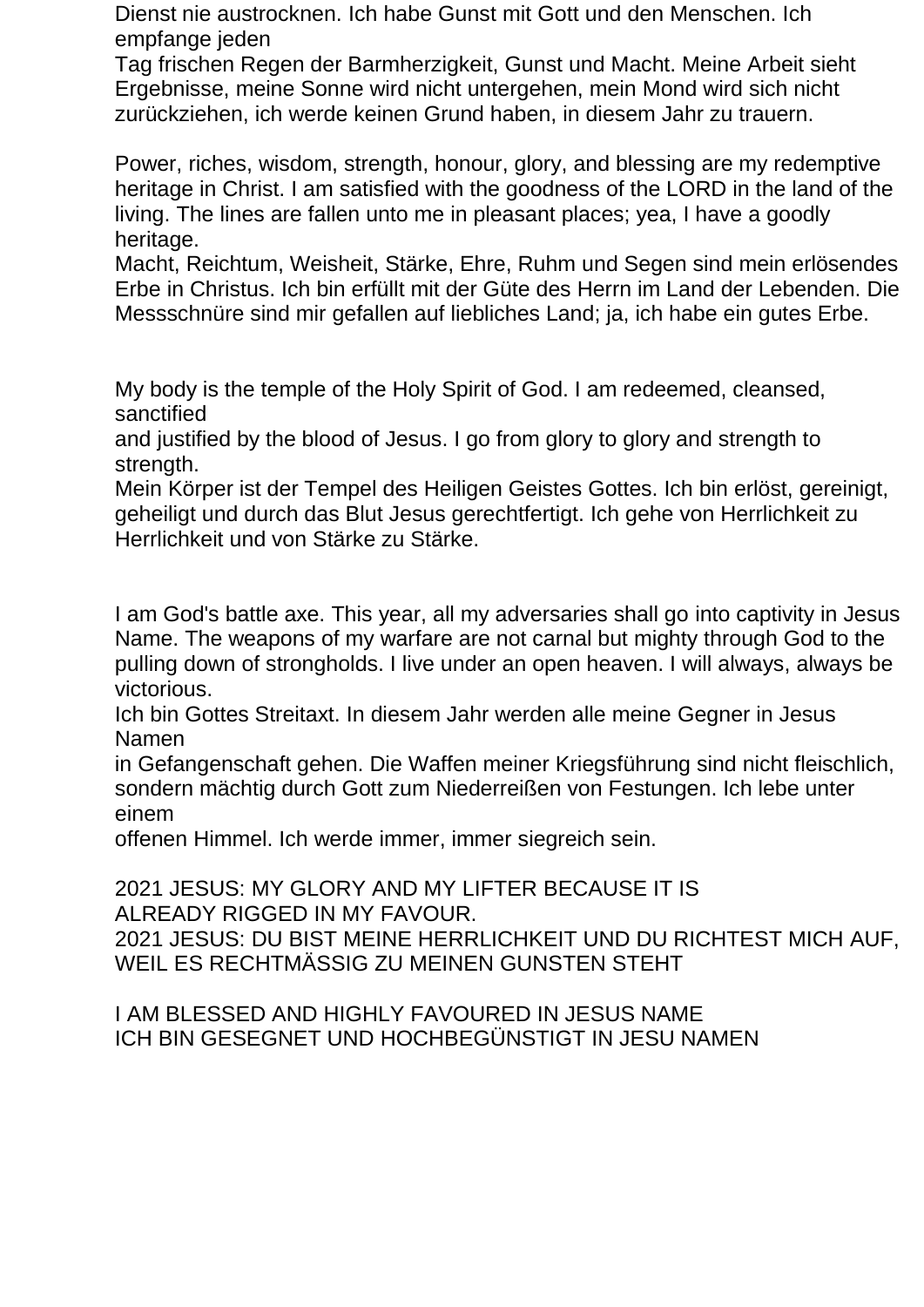Dienst nie austrocknen. Ich habe Gunst mit Gott und den Menschen. Ich empfange jeden Tag frischen Regen der Barmherzigkeit, Gunst und Macht. Meine Arbeit sieht Ergebnisse, meine Sonne wird nicht untergehen, mein Mond wird sich nicht zurückziehen, ich werde keinen Grund haben, in diesem Jahr zu trauern.

Power, riches, wisdom, strength, honour, glory, and blessing are my redemptive heritage in Christ. I am satisfied with the goodness of the LORD in the land of the living. The lines are fallen unto me in pleasant places; yea, I have a goodly heritage.
Macht, Reichtum, Weisheit, Stärke, Ehre, Ruhm und Segen sind mein erlösendes Erbe in Christus. Ich bin erfüllt mit der Güte des Herrn im Land der Lebenden. Die Messschnüre sind mir gefallen auf liebliches Land; ja, ich habe ein gutes Erbe.

My body is the temple of the Holy Spirit of God. I am redeemed, cleansed, sanctified and justified by the blood of Jesus. I go from glory to glory and strength to strength.
Mein Körper ist der Tempel des Heiligen Geistes Gottes. Ich bin erlöst, gereinigt, geheiligt und durch das Blut Jesus gerechtfertigt. Ich gehe von Herrlichkeit zu Herrlichkeit und von Stärke zu Stärke.

I am God's battle axe. This year, all my adversaries shall go into captivity in Jesus Name. The weapons of my warfare are not carnal but mighty through God to the pulling down of strongholds. I live under an open heaven. I will always, always be victorious.
Ich bin Gottes Streitaxt. In diesem Jahr werden alle meine Gegner in Jesus Namen in Gefangenschaft gehen. Die Waffen meiner Kriegsführung sind nicht fleischlich, sondern mächtig durch Gott zum Niederreißen von Festungen. Ich lebe unter einem offenen Himmel. Ich werde immer, immer siegreich sein.

2021 JESUS: MY GLORY AND MY LIFTER BECAUSE IT IS ALREADY RIGGED IN MY FAVOUR.
2021 JESUS: DU BIST MEINE HERRLICHKEIT UND DU RICHTEST MICH AUF, WEIL ES RECHTMÄSSIG ZU MEINEN GUNSTEN STEHT

I AM BLESSED AND HIGHLY FAVOURED IN JESUS NAME
ICH BIN GESEGNET UND HOCHBEGÜNSTIGT IN JESU NAMEN